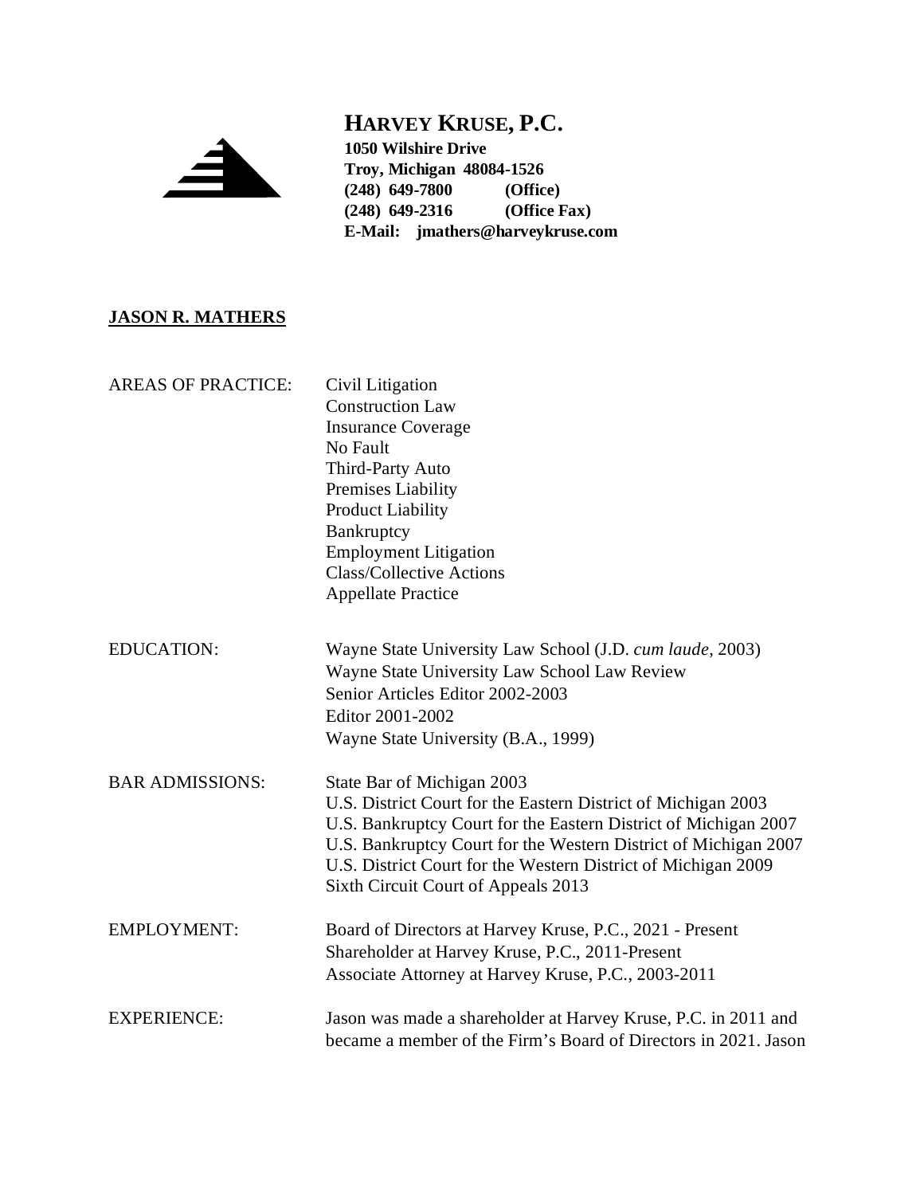# HARVEY KRUSE, P.C.

**1050 Wilshire Drive**
**Troy, Michigan 48084-1526**
**(248) 649-7800 (Office)**
**(248) 649-2316 (Office Fax)**
**E-Mail: jmathers@harveykruse.com**

## JASON R. MATHERS

AREAS OF PRACTICE:

- Civil Litigation
- Construction Law
- Insurance Coverage
- No Fault
- Third-Party Auto
- Premises Liability
- Product Liability
- Bankruptcy
- Employment Litigation
- Class/Collective Actions
- Appellate Practice

EDUCATION:

Wayne State University Law School (J.D. *cum laude*, 2003)
Wayne State University Law School Law Review
Senior Articles Editor 2002-2003
Editor 2001-2002
Wayne State University (B.A., 1999)

BAR ADMISSIONS:

State Bar of Michigan 2003
U.S. District Court for the Eastern District of Michigan 2003
U.S. Bankruptcy Court for the Eastern District of Michigan 2007
U.S. Bankruptcy Court for the Western District of Michigan 2007
U.S. District Court for the Western District of Michigan 2009
Sixth Circuit Court of Appeals 2013

EMPLOYMENT:

Board of Directors at Harvey Kruse, P.C., 2021 - Present
Shareholder at Harvey Kruse, P.C., 2011-Present
Associate Attorney at Harvey Kruse, P.C., 2003-2011

EXPERIENCE:

Jason was made a shareholder at Harvey Kruse, P.C. in 2011 and became a member of the Firm's Board of Directors in 2021. Jason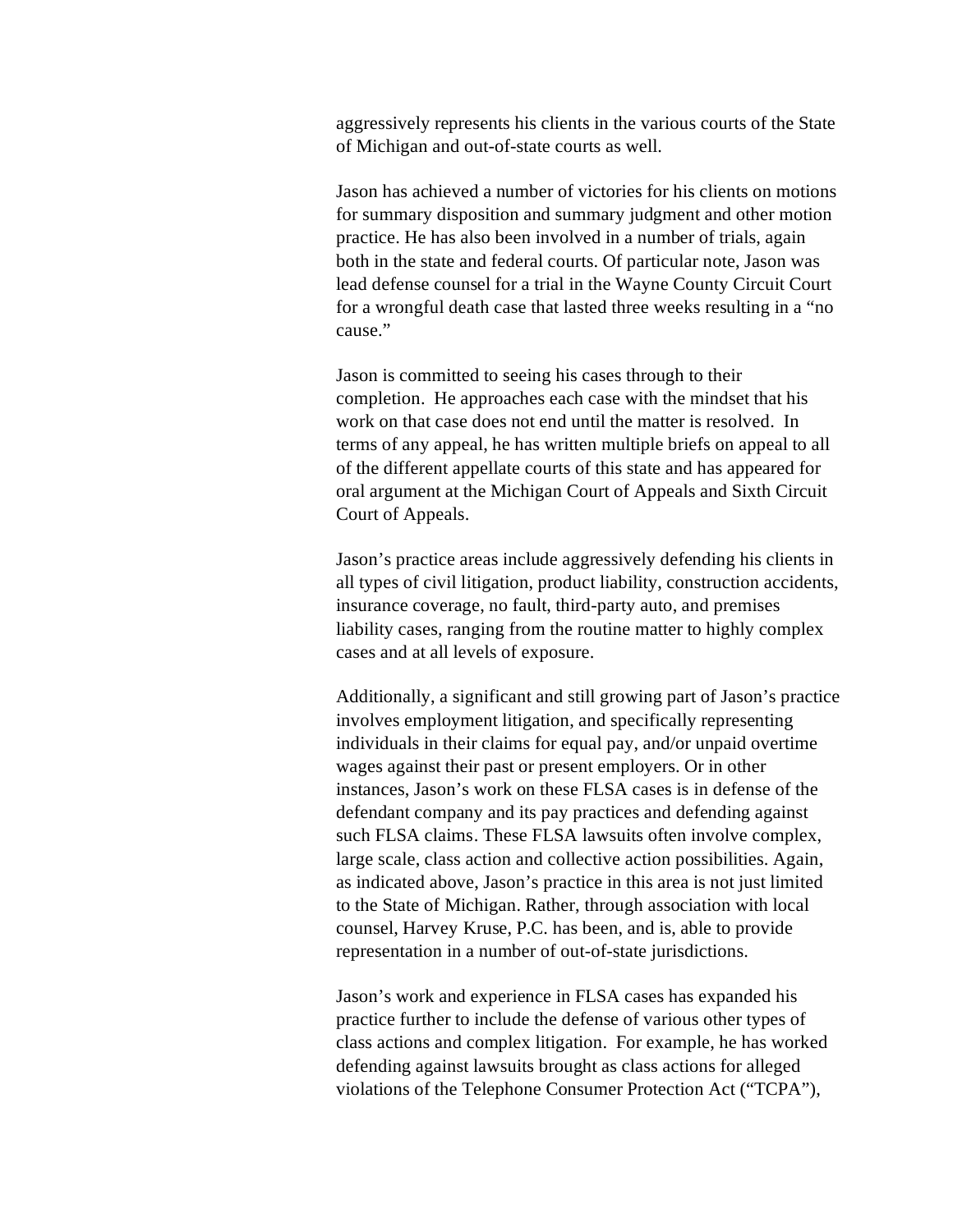aggressively represents his clients in the various courts of the State of Michigan and out-of-state courts as well.

Jason has achieved a number of victories for his clients on motions for summary disposition and summary judgment and other motion practice. He has also been involved in a number of trials, again both in the state and federal courts. Of particular note, Jason was lead defense counsel for a trial in the Wayne County Circuit Court for a wrongful death case that lasted three weeks resulting in a "no cause."

Jason is committed to seeing his cases through to their completion. He approaches each case with the mindset that his work on that case does not end until the matter is resolved. In terms of any appeal, he has written multiple briefs on appeal to all of the different appellate courts of this state and has appeared for oral argument at the Michigan Court of Appeals and Sixth Circuit Court of Appeals.

Jason's practice areas include aggressively defending his clients in all types of civil litigation, product liability, construction accidents, insurance coverage, no fault, third-party auto, and premises liability cases, ranging from the routine matter to highly complex cases and at all levels of exposure.

Additionally, a significant and still growing part of Jason's practice involves employment litigation, and specifically representing individuals in their claims for equal pay, and/or unpaid overtime wages against their past or present employers. Or in other instances, Jason's work on these FLSA cases is in defense of the defendant company and its pay practices and defending against such FLSA claims. These FLSA lawsuits often involve complex, large scale, class action and collective action possibilities. Again, as indicated above, Jason's practice in this area is not just limited to the State of Michigan. Rather, through association with local counsel, Harvey Kruse, P.C. has been, and is, able to provide representation in a number of out-of-state jurisdictions.

Jason's work and experience in FLSA cases has expanded his practice further to include the defense of various other types of class actions and complex litigation. For example, he has worked defending against lawsuits brought as class actions for alleged violations of the Telephone Consumer Protection Act ("TCPA"),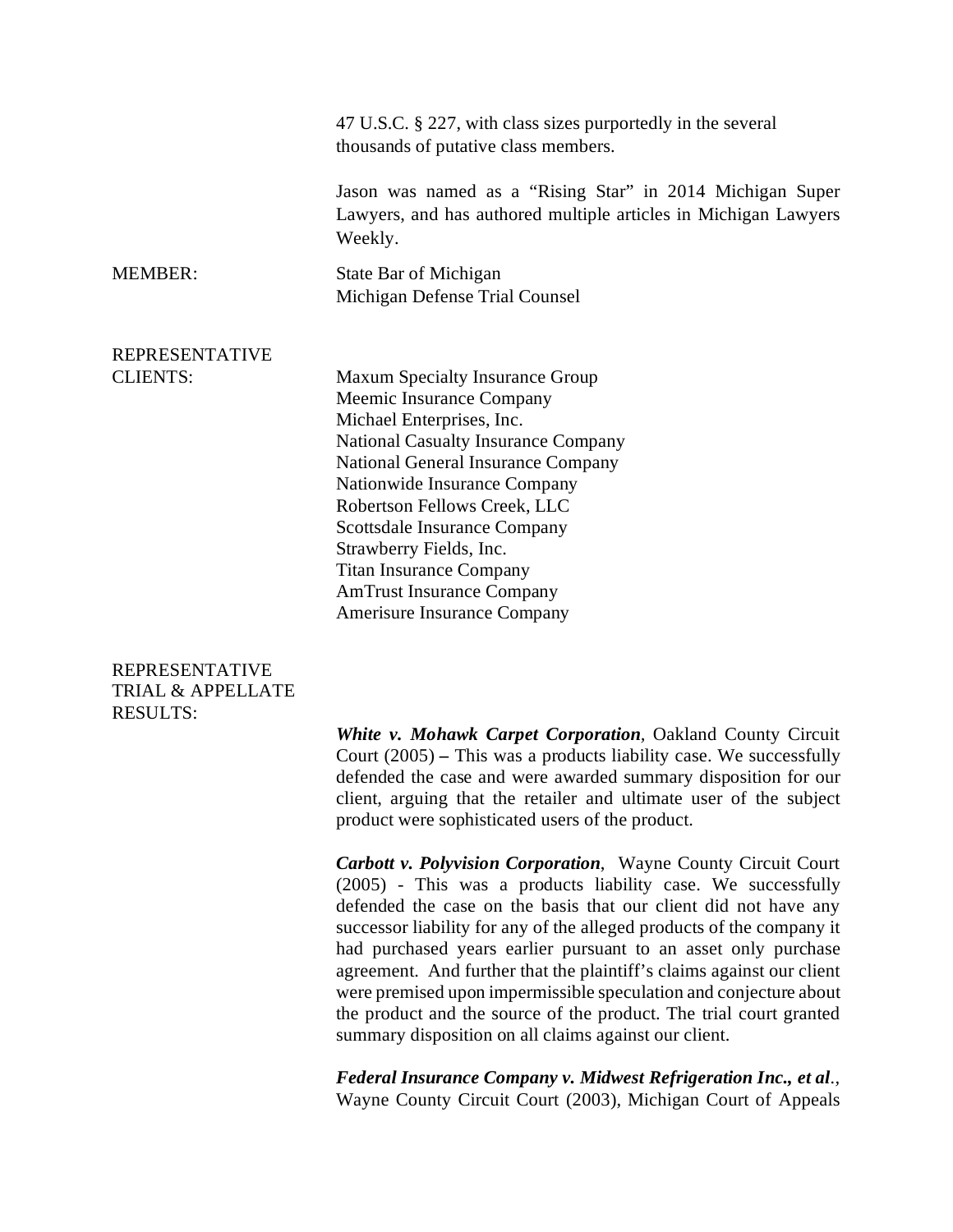47 U.S.C. § 227, with class sizes purportedly in the several thousands of putative class members.

Jason was named as a "Rising Star" in 2014 Michigan Super Lawyers, and has authored multiple articles in Michigan Lawyers Weekly.

MEMBER:

State Bar of Michigan
Michigan Defense Trial Counsel

REPRESENTATIVE CLIENTS:

Maxum Specialty Insurance Group
Meemic Insurance Company
Michael Enterprises, Inc.
National Casualty Insurance Company
National General Insurance Company
Nationwide Insurance Company
Robertson Fellows Creek, LLC
Scottsdale Insurance Company
Strawberry Fields, Inc.
Titan Insurance Company
AmTrust Insurance Company
Amerisure Insurance Company

REPRESENTATIVE TRIAL & APPELLATE RESULTS:

***White v. Mohawk Carpet Corporation***, Oakland County Circuit Court (2005) **–** This was a products liability case. We successfully defended the case and were awarded summary disposition for our client, arguing that the retailer and ultimate user of the subject product were sophisticated users of the product.

***Carbott v. Polyvision Corporation***, Wayne County Circuit Court (2005) - This was a products liability case. We successfully defended the case on the basis that our client did not have any successor liability for any of the alleged products of the company it had purchased years earlier pursuant to an asset only purchase agreement. And further that the plaintiff's claims against our client were premised upon impermissible speculation and conjecture about the product and the source of the product. The trial court granted summary disposition on all claims against our client.

***Federal Insurance Company v. Midwest Refrigeration Inc., et al***., Wayne County Circuit Court (2003), Michigan Court of Appeals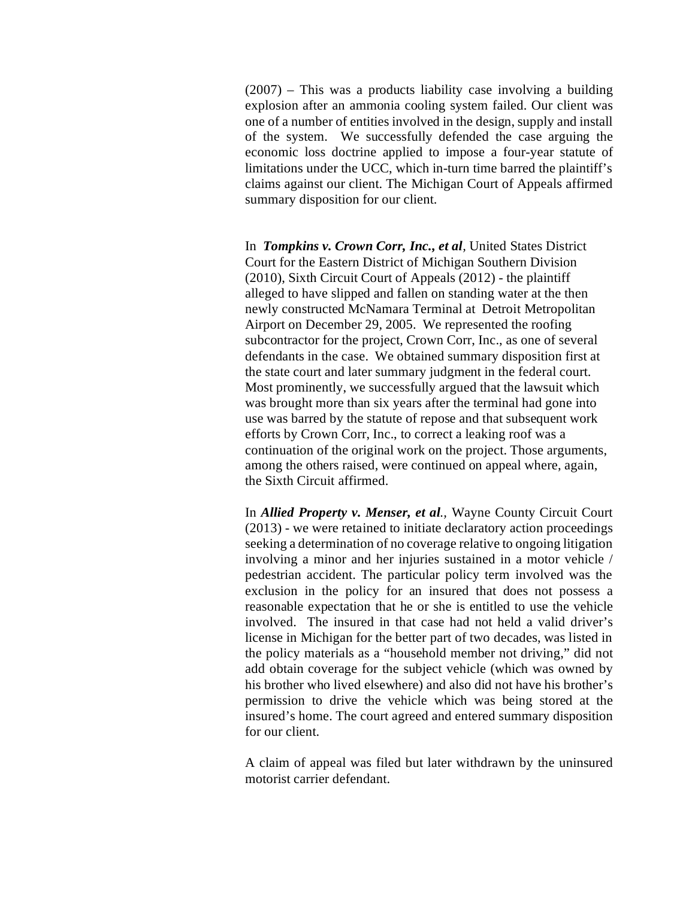(2007) – This was a products liability case involving a building explosion after an ammonia cooling system failed. Our client was one of a number of entities involved in the design, supply and install of the system. We successfully defended the case arguing the economic loss doctrine applied to impose a four-year statute of limitations under the UCC, which in-turn time barred the plaintiff's claims against our client. The Michigan Court of Appeals affirmed summary disposition for our client.

In ***Tompkins v. Crown Corr, Inc., et al***, United States District Court for the Eastern District of Michigan Southern Division (2010), Sixth Circuit Court of Appeals (2012) - the plaintiff alleged to have slipped and fallen on standing water at the then newly constructed McNamara Terminal at Detroit Metropolitan Airport on December 29, 2005. We represented the roofing subcontractor for the project, Crown Corr, Inc., as one of several defendants in the case. We obtained summary disposition first at the state court and later summary judgment in the federal court. Most prominently, we successfully argued that the lawsuit which was brought more than six years after the terminal had gone into use was barred by the statute of repose and that subsequent work efforts by Crown Corr, Inc., to correct a leaking roof was a continuation of the original work on the project. Those arguments, among the others raised, were continued on appeal where, again, the Sixth Circuit affirmed.

In ***Allied Property v. Menser, et al.***, Wayne County Circuit Court (2013) - we were retained to initiate declaratory action proceedings seeking a determination of no coverage relative to ongoing litigation involving a minor and her injuries sustained in a motor vehicle / pedestrian accident. The particular policy term involved was the exclusion in the policy for an insured that does not possess a reasonable expectation that he or she is entitled to use the vehicle involved. The insured in that case had not held a valid driver's license in Michigan for the better part of two decades, was listed in the policy materials as a "household member not driving," did not add obtain coverage for the subject vehicle (which was owned by his brother who lived elsewhere) and also did not have his brother's permission to drive the vehicle which was being stored at the insured's home. The court agreed and entered summary disposition for our client.

A claim of appeal was filed but later withdrawn by the uninsured motorist carrier defendant.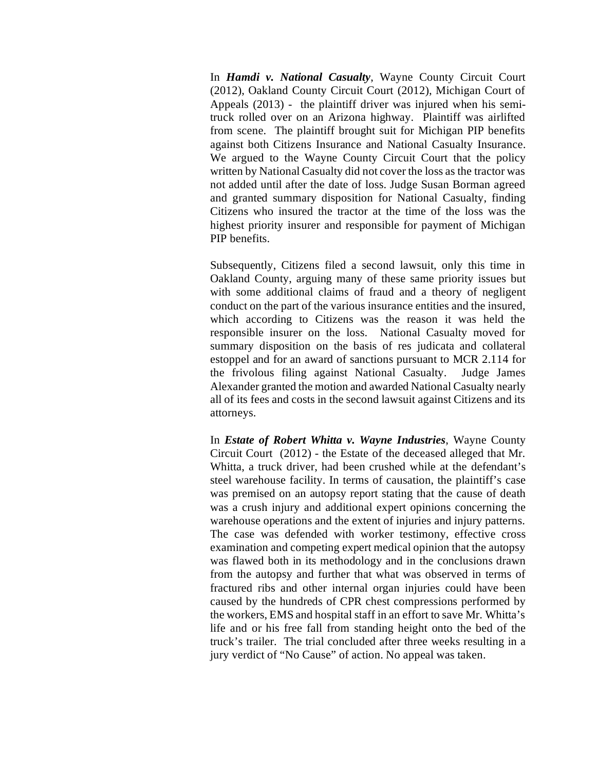In ***Hamdi v. National Casualty***, Wayne County Circuit Court (2012), Oakland County Circuit Court (2012), Michigan Court of Appeals (2013) - the plaintiff driver was injured when his semi-truck rolled over on an Arizona highway. Plaintiff was airlifted from scene. The plaintiff brought suit for Michigan PIP benefits against both Citizens Insurance and National Casualty Insurance. We argued to the Wayne County Circuit Court that the policy written by National Casualty did not cover the loss as the tractor was not added until after the date of loss. Judge Susan Borman agreed and granted summary disposition for National Casualty, finding Citizens who insured the tractor at the time of the loss was the highest priority insurer and responsible for payment of Michigan PIP benefits.

Subsequently, Citizens filed a second lawsuit, only this time in Oakland County, arguing many of these same priority issues but with some additional claims of fraud and a theory of negligent conduct on the part of the various insurance entities and the insured, which according to Citizens was the reason it was held the responsible insurer on the loss. National Casualty moved for summary disposition on the basis of res judicata and collateral estoppel and for an award of sanctions pursuant to MCR 2.114 for the frivolous filing against National Casualty. Judge James Alexander granted the motion and awarded National Casualty nearly all of its fees and costs in the second lawsuit against Citizens and its attorneys.

In ***Estate of Robert Whitta v. Wayne Industries***, Wayne County Circuit Court (2012) - the Estate of the deceased alleged that Mr. Whitta, a truck driver, had been crushed while at the defendant's steel warehouse facility. In terms of causation, the plaintiff's case was premised on an autopsy report stating that the cause of death was a crush injury and additional expert opinions concerning the warehouse operations and the extent of injuries and injury patterns. The case was defended with worker testimony, effective cross examination and competing expert medical opinion that the autopsy was flawed both in its methodology and in the conclusions drawn from the autopsy and further that what was observed in terms of fractured ribs and other internal organ injuries could have been caused by the hundreds of CPR chest compressions performed by the workers, EMS and hospital staff in an effort to save Mr. Whitta's life and or his free fall from standing height onto the bed of the truck's trailer. The trial concluded after three weeks resulting in a jury verdict of "No Cause" of action. No appeal was taken.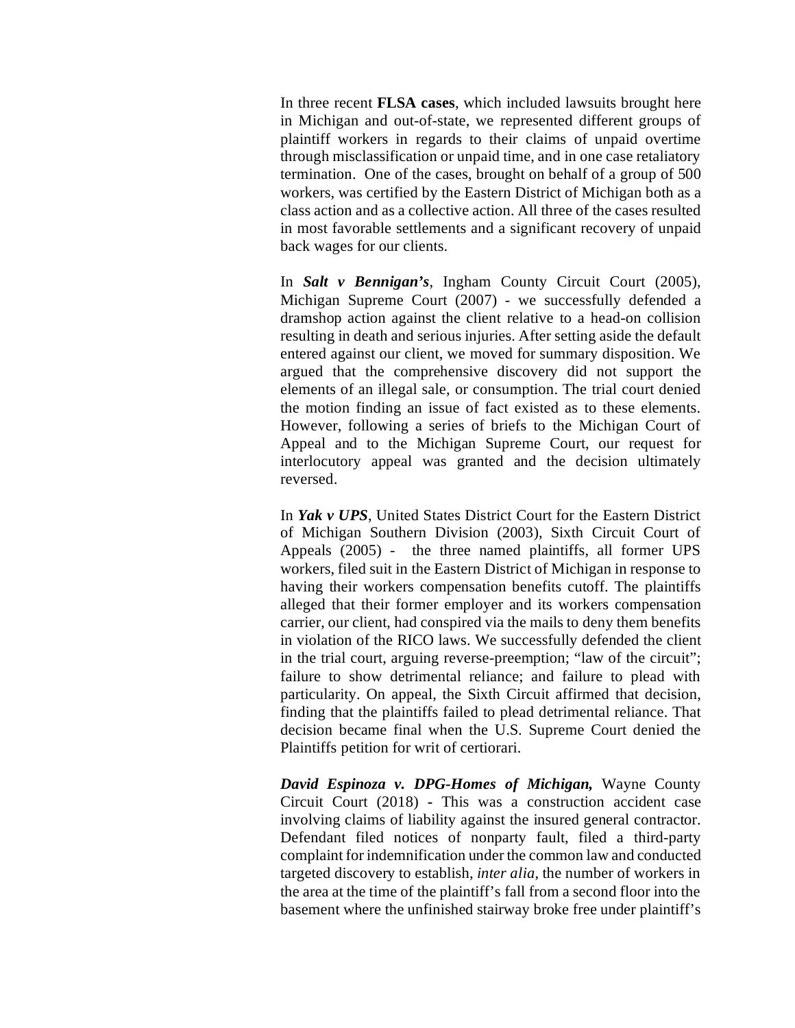In three recent **FLSA cases**, which included lawsuits brought here in Michigan and out-of-state, we represented different groups of plaintiff workers in regards to their claims of unpaid overtime through misclassification or unpaid time, and in one case retaliatory termination. One of the cases, brought on behalf of a group of 500 workers, was certified by the Eastern District of Michigan both as a class action and as a collective action. All three of the cases resulted in most favorable settlements and a significant recovery of unpaid back wages for our clients.

In ***Salt v Bennigan's***, Ingham County Circuit Court (2005), Michigan Supreme Court (2007) - we successfully defended a dramshop action against the client relative to a head-on collision resulting in death and serious injuries. After setting aside the default entered against our client, we moved for summary disposition. We argued that the comprehensive discovery did not support the elements of an illegal sale, or consumption. The trial court denied the motion finding an issue of fact existed as to these elements. However, following a series of briefs to the Michigan Court of Appeal and to the Michigan Supreme Court, our request for interlocutory appeal was granted and the decision ultimately reversed.

In ***Yak v UPS***, United States District Court for the Eastern District of Michigan Southern Division (2003), Sixth Circuit Court of Appeals (2005) - the three named plaintiffs, all former UPS workers, filed suit in the Eastern District of Michigan in response to having their workers compensation benefits cutoff. The plaintiffs alleged that their former employer and its workers compensation carrier, our client, had conspired via the mails to deny them benefits in violation of the RICO laws. We successfully defended the client in the trial court, arguing reverse-preemption; "law of the circuit"; failure to show detrimental reliance; and failure to plead with particularity. On appeal, the Sixth Circuit affirmed that decision, finding that the plaintiffs failed to plead detrimental reliance. That decision became final when the U.S. Supreme Court denied the Plaintiffs petition for writ of certiorari.

***David Espinoza v. DPG-Homes of Michigan,*** Wayne County Circuit Court (2018) - This was a construction accident case involving claims of liability against the insured general contractor. Defendant filed notices of nonparty fault, filed a third-party complaint for indemnification under the common law and conducted targeted discovery to establish, *inter alia*, the number of workers in the area at the time of the plaintiff's fall from a second floor into the basement where the unfinished stairway broke free under plaintiff's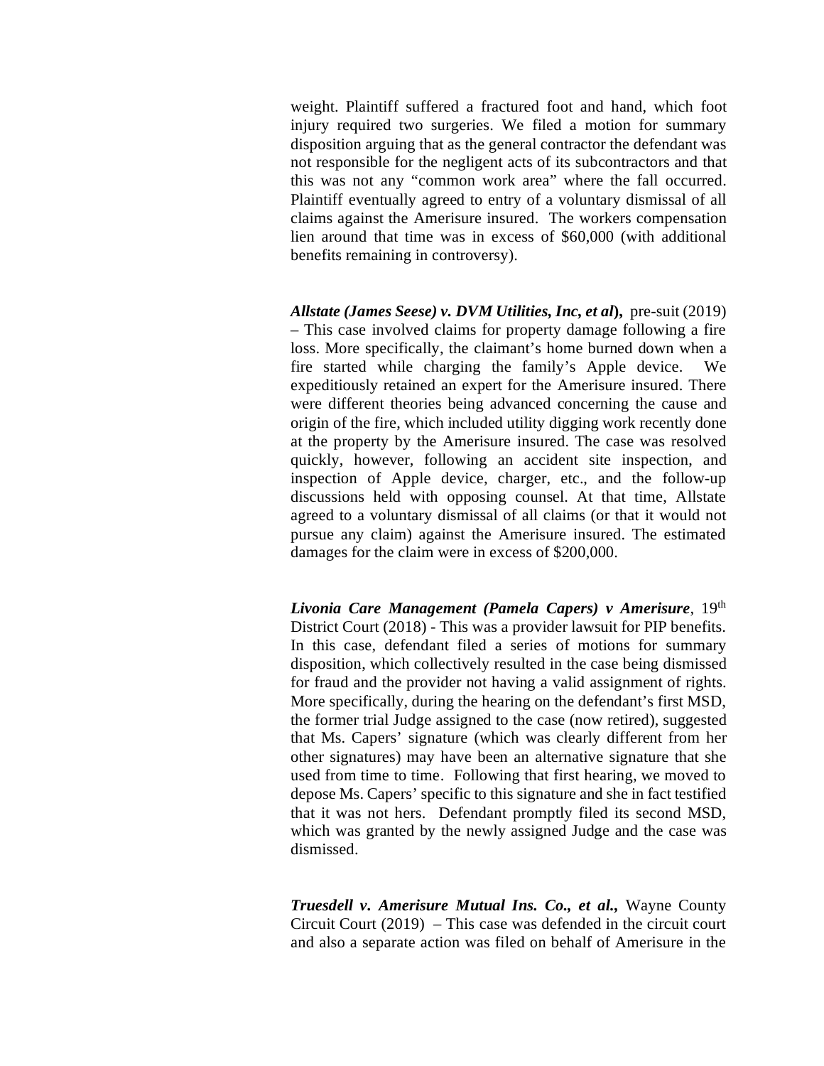weight. Plaintiff suffered a fractured foot and hand, which foot injury required two surgeries. We filed a motion for summary disposition arguing that as the general contractor the defendant was not responsible for the negligent acts of its subcontractors and that this was not any "common work area" where the fall occurred. Plaintiff eventually agreed to entry of a voluntary dismissal of all claims against the Amerisure insured. The workers compensation lien around that time was in excess of $60,000 (with additional benefits remaining in controversy).

***Allstate (James Seese) v. DVM Utilities, Inc, et al*),** pre-suit (2019) – This case involved claims for property damage following a fire loss. More specifically, the claimant's home burned down when a fire started while charging the family's Apple device. We expeditiously retained an expert for the Amerisure insured. There were different theories being advanced concerning the cause and origin of the fire, which included utility digging work recently done at the property by the Amerisure insured. The case was resolved quickly, however, following an accident site inspection, and inspection of Apple device, charger, etc., and the follow-up discussions held with opposing counsel. At that time, Allstate agreed to a voluntary dismissal of all claims (or that it would not pursue any claim) against the Amerisure insured. The estimated damages for the claim were in excess of $200,000.

***Livonia Care Management (Pamela Capers) v Amerisure***, 19th District Court (2018) - This was a provider lawsuit for PIP benefits. In this case, defendant filed a series of motions for summary disposition, which collectively resulted in the case being dismissed for fraud and the provider not having a valid assignment of rights. More specifically, during the hearing on the defendant's first MSD, the former trial Judge assigned to the case (now retired), suggested that Ms. Capers' signature (which was clearly different from her other signatures) may have been an alternative signature that she used from time to time. Following that first hearing, we moved to depose Ms. Capers' specific to this signature and she in fact testified that it was not hers. Defendant promptly filed its second MSD, which was granted by the newly assigned Judge and the case was dismissed.

***Truesdell v. Amerisure Mutual Ins. Co., et al.,*** Wayne County Circuit Court (2019) – This case was defended in the circuit court and also a separate action was filed on behalf of Amerisure in the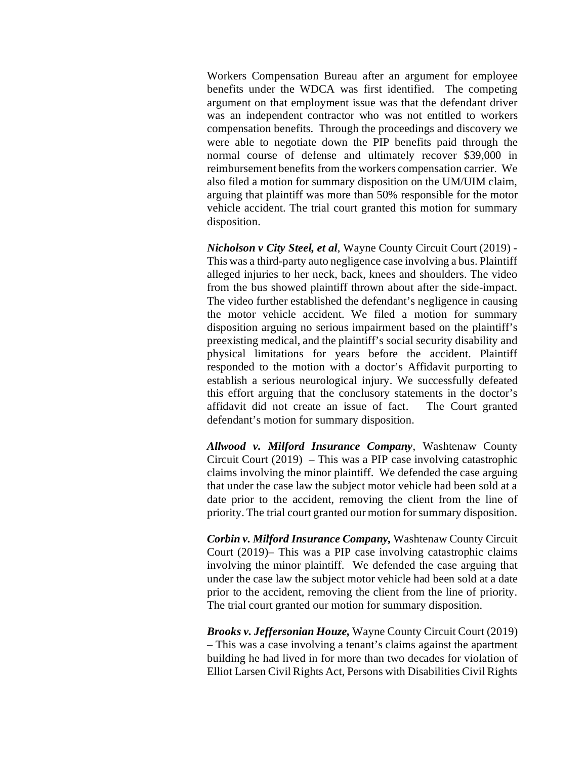Workers Compensation Bureau after an argument for employee benefits under the WDCA was first identified. The competing argument on that employment issue was that the defendant driver was an independent contractor who was not entitled to workers compensation benefits. Through the proceedings and discovery we were able to negotiate down the PIP benefits paid through the normal course of defense and ultimately recover $39,000 in reimbursement benefits from the workers compensation carrier. We also filed a motion for summary disposition on the UM/UIM claim, arguing that plaintiff was more than 50% responsible for the motor vehicle accident. The trial court granted this motion for summary disposition.

***Nicholson v City Steel, et al***, Wayne County Circuit Court (2019) - This was a third-party auto negligence case involving a bus. Plaintiff alleged injuries to her neck, back, knees and shoulders. The video from the bus showed plaintiff thrown about after the side-impact. The video further established the defendant's negligence in causing the motor vehicle accident. We filed a motion for summary disposition arguing no serious impairment based on the plaintiff's preexisting medical, and the plaintiff's social security disability and physical limitations for years before the accident. Plaintiff responded to the motion with a doctor's Affidavit purporting to establish a serious neurological injury. We successfully defeated this effort arguing that the conclusory statements in the doctor's affidavit did not create an issue of fact. The Court granted defendant's motion for summary disposition.

***Allwood v. Milford Insurance Company***, Washtenaw County Circuit Court (2019) – This was a PIP case involving catastrophic claims involving the minor plaintiff. We defended the case arguing that under the case law the subject motor vehicle had been sold at a date prior to the accident, removing the client from the line of priority. The trial court granted our motion for summary disposition.

***Corbin v. Milford Insurance Company,*** Washtenaw County Circuit Court (2019)– This was a PIP case involving catastrophic claims involving the minor plaintiff. We defended the case arguing that under the case law the subject motor vehicle had been sold at a date prior to the accident, removing the client from the line of priority. The trial court granted our motion for summary disposition.

***Brooks v. Jeffersonian Houze,*** Wayne County Circuit Court (2019) – This was a case involving a tenant's claims against the apartment building he had lived in for more than two decades for violation of Elliot Larsen Civil Rights Act, Persons with Disabilities Civil Rights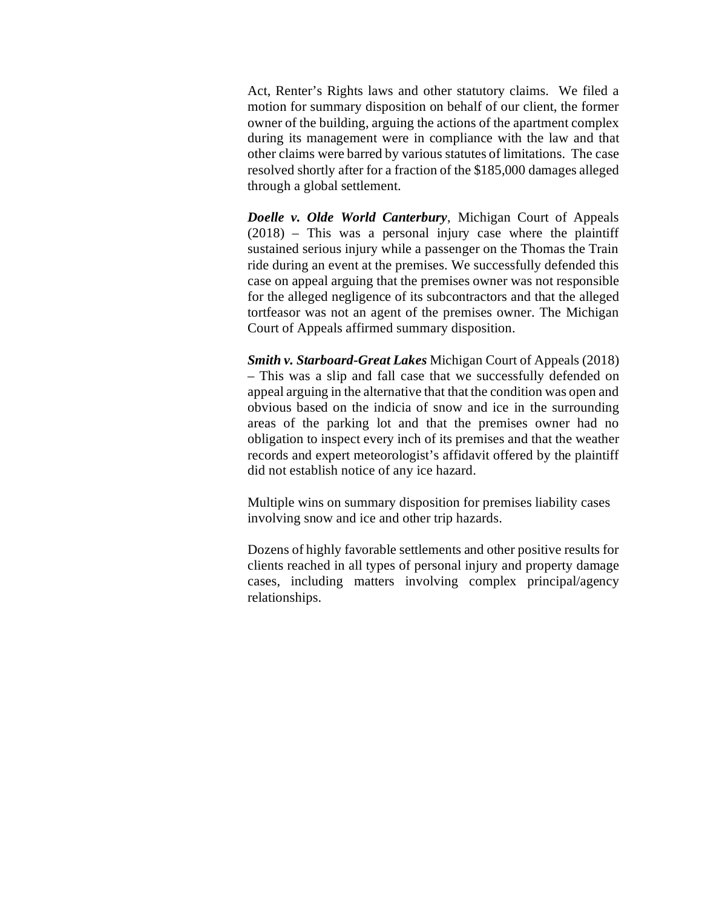Act, Renter's Rights laws and other statutory claims. We filed a motion for summary disposition on behalf of our client, the former owner of the building, arguing the actions of the apartment complex during its management were in compliance with the law and that other claims were barred by various statutes of limitations. The case resolved shortly after for a fraction of the $185,000 damages alleged through a global settlement.

***Doelle v. Olde World Canterbury***, Michigan Court of Appeals (2018) – This was a personal injury case where the plaintiff sustained serious injury while a passenger on the Thomas the Train ride during an event at the premises. We successfully defended this case on appeal arguing that the premises owner was not responsible for the alleged negligence of its subcontractors and that the alleged tortfeasor was not an agent of the premises owner. The Michigan Court of Appeals affirmed summary disposition.

***Smith v. Starboard-Great Lakes*** Michigan Court of Appeals (2018) – This was a slip and fall case that we successfully defended on appeal arguing in the alternative that that the condition was open and obvious based on the indicia of snow and ice in the surrounding areas of the parking lot and that the premises owner had no obligation to inspect every inch of its premises and that the weather records and expert meteorologist's affidavit offered by the plaintiff did not establish notice of any ice hazard.

Multiple wins on summary disposition for premises liability cases involving snow and ice and other trip hazards.

Dozens of highly favorable settlements and other positive results for clients reached in all types of personal injury and property damage cases, including matters involving complex principal/agency relationships.